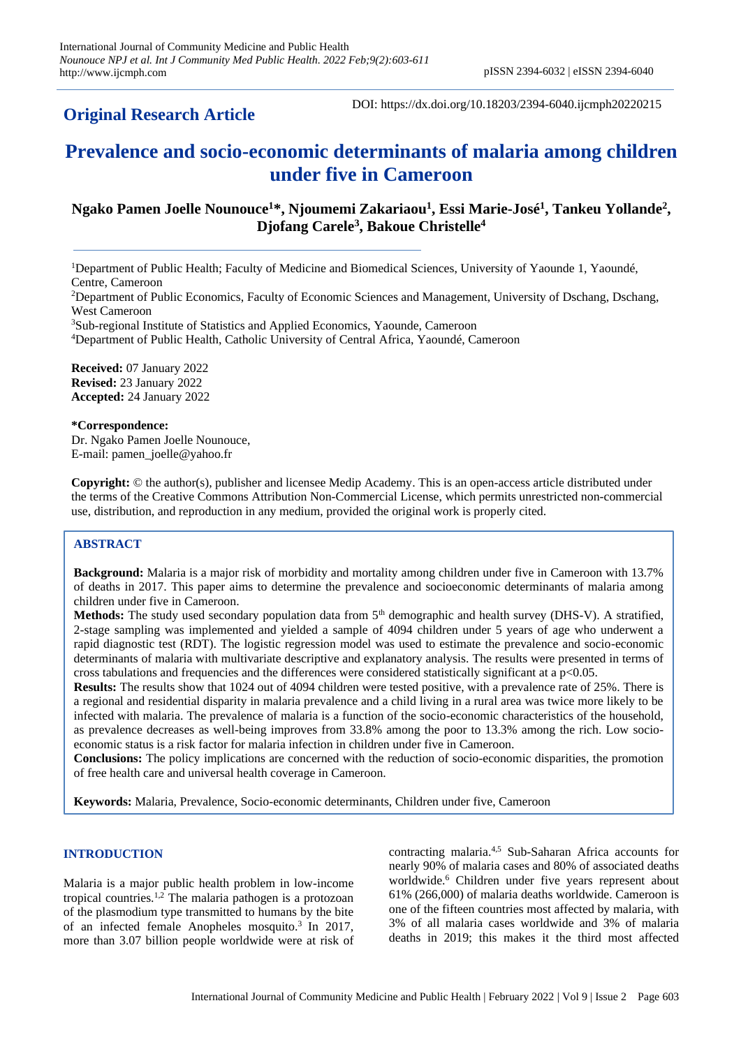**Original Research Article**

DOI: https://dx.doi.org/10.18203/2394-6040.ijcmph20220215

# Prevalence and socio-economic determinants of malaria among children under five in Cameroon

**Ngako Pamen Joelle Nounouce[1]*, Njoumemi Zakariaou[1], Essi Marie-José[1], Tankeu Yollande[2], Djofang Carele[3], Bakoue Christelle[4]**

[1]Department of Public Health; Faculty of Medicine and Biomedical Sciences, University of Yaounde 1, Yaoundé, Centre, Cameroon

[2]Department of Public Economics, Faculty of Economic Sciences and Management, University of Dschang, Dschang, West Cameroon

[3]Sub-regional Institute of Statistics and Applied Economics, Yaounde, Cameroon

[4]Department of Public Health, Catholic University of Central Africa, Yaoundé, Cameroon

**Received:** 07 January 2022
**Revised:** 23 January 2022
**Accepted:** 24 January 2022

**\*Correspondence:**
Dr. Ngako Pamen Joelle Nounouce,
E-mail: pamen_joelle@yahoo.fr

**Copyright:** © the author(s), publisher and licensee Medip Academy. This is an open-access article distributed under the terms of the Creative Commons Attribution Non-Commercial License, which permits unrestricted non-commercial use, distribution, and reproduction in any medium, provided the original work is properly cited.

## ABSTRACT

**Background:** Malaria is a major risk of morbidity and mortality among children under five in Cameroon with 13.7% of deaths in 2017. This paper aims to determine the prevalence and socioeconomic determinants of malaria among children under five in Cameroon.

**Methods:** The study used secondary population data from 5th demographic and health survey (DHS-V). A stratified, 2-stage sampling was implemented and yielded a sample of 4094 children under 5 years of age who underwent a rapid diagnostic test (RDT). The logistic regression model was used to estimate the prevalence and socio-economic determinants of malaria with multivariate descriptive and explanatory analysis. The results were presented in terms of cross tabulations and frequencies and the differences were considered statistically significant at a $p<0.05$.

**Results:** The results show that 1024 out of 4094 children were tested positive, with a prevalence rate of 25%. There is a regional and residential disparity in malaria prevalence and a child living in a rural area was twice more likely to be infected with malaria. The prevalence of malaria is a function of the socio-economic characteristics of the household, as prevalence decreases as well-being improves from 33.8% among the poor to 13.3% among the rich. Low socio-economic status is a risk factor for malaria infection in children under five in Cameroon.

**Conclusions:** The policy implications are concerned with the reduction of socio-economic disparities, the promotion of free health care and universal health coverage in Cameroon.

**Keywords:** Malaria, Prevalence, Socio-economic determinants, Children under five, Cameroon

## INTRODUCTION

Malaria is a major public health problem in low-income tropical countries.[1,2] The malaria pathogen is a protozoan of the plasmodium type transmitted to humans by the bite of an infected female Anopheles mosquito.[3] In 2017, more than 3.07 billion people worldwide were at risk of contracting malaria.[4,5] Sub-Saharan Africa accounts for nearly 90% of malaria cases and 80% of associated deaths worldwide.[6] Children under five years represent about 61% (266,000) of malaria deaths worldwide. Cameroon is one of the fifteen countries most affected by malaria, with 3% of all malaria cases worldwide and 3% of malaria deaths in 2019; this makes it the third most affected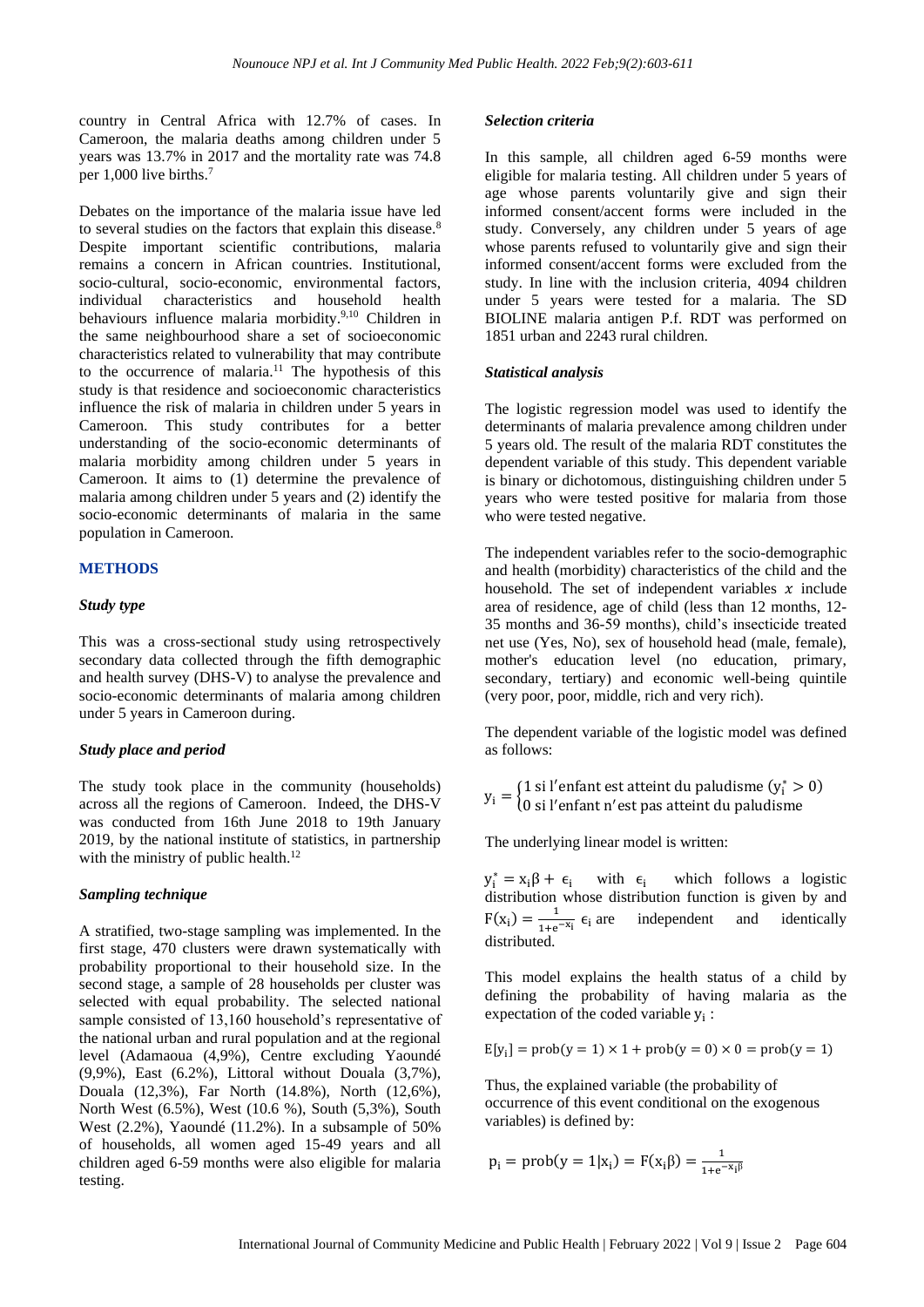country in Central Africa with 12.7% of cases. In Cameroon, the malaria deaths among children under 5 years was 13.7% in 2017 and the mortality rate was 74.8 per 1,000 live births.[7]

Debates on the importance of the malaria issue have led to several studies on the factors that explain this disease.[8] Despite important scientific contributions, malaria remains a concern in African countries. Institutional, socio-cultural, socio-economic, environmental factors, individual characteristics and household health behaviours influence malaria morbidity.[9,10] Children in the same neighbourhood share a set of socioeconomic characteristics related to vulnerability that may contribute to the occurrence of malaria.[11] The hypothesis of this study is that residence and socioeconomic characteristics influence the risk of malaria in children under 5 years in Cameroon. This study contributes for a better understanding of the socio-economic determinants of malaria morbidity among children under 5 years in Cameroon. It aims to (1) determine the prevalence of malaria among children under 5 years and (2) identify the socio-economic determinants of malaria in the same population in Cameroon.

## METHODS

### *Study type*

This was a cross-sectional study using retrospectively secondary data collected through the fifth demographic and health survey (DHS-V) to analyse the prevalence and socio-economic determinants of malaria among children under 5 years in Cameroon during.

### *Study place and period*

The study took place in the community (households) across all the regions of Cameroon. Indeed, the DHS-V was conducted from 16th June 2018 to 19th January 2019, by the national institute of statistics, in partnership with the ministry of public health.[12]

### *Sampling technique*

A stratified, two-stage sampling was implemented. In the first stage, 470 clusters were drawn systematically with probability proportional to their household size. In the second stage, a sample of 28 households per cluster was selected with equal probability. The selected national sample consisted of 13,160 household's representative of the national urban and rural population and at the regional level (Adamaoua (4,9%), Centre excluding Yaoundé (9,9%), East (6.2%), Littoral without Douala (3,7%), Douala (12,3%), Far North (14.8%), North (12,6%), North West (6.5%), West (10.6 %), South (5,3%), South West (2.2%), Yaoundé (11.2%). In a subsample of 50% of households, all women aged 15-49 years and all children aged 6-59 months were also eligible for malaria testing.

### *Selection criteria*

In this sample, all children aged 6-59 months were eligible for malaria testing. All children under 5 years of age whose parents voluntarily give and sign their informed consent/accent forms were included in the study. Conversely, any children under 5 years of age whose parents refused to voluntarily give and sign their informed consent/accent forms were excluded from the study. In line with the inclusion criteria, 4094 children under 5 years were tested for a malaria. The SD BIOLINE malaria antigen P.f. RDT was performed on 1851 urban and 2243 rural children.

### *Statistical analysis*

The logistic regression model was used to identify the determinants of malaria prevalence among children under 5 years old. The result of the malaria RDT constitutes the dependent variable of this study. This dependent variable is binary or dichotomous, distinguishing children under 5 years who were tested positive for malaria from those who were tested negative.

The independent variables refer to the socio-demographic and health (morbidity) characteristics of the child and the household. The set of independent variables $x$ include area of residence, age of child (less than 12 months, 12-35 months and 36-59 months), child's insecticide treated net use (Yes, No), sex of household head (male, female), mother's education level (no education, primary, secondary, tertiary) and economic well-being quintile (very poor, poor, middle, rich and very rich).

The dependent variable of the logistic model was defined as follows:

$$y_i = \begin{cases} 1 \text{ si l'enfant est atteint du paludisme } (y_i^* > 0) \\ 0 \text{ si l'enfant n'est pas atteint du paludisme} \end{cases}$$

The underlying linear model is written:

$y_i^* = x_i\beta + \epsilon_i$ with $\epsilon_i$ which follows a logistic distribution whose distribution function is given by and $F(x_i) = \frac{1}{1+e^{-x_i}}$ $\epsilon_i$ are independent and identically distributed.

This model explains the health status of a child by defining the probability of having malaria as the expectation of the coded variable $y_i$ :

$$E[y_i] = \text{prob}(y = 1) \times 1 + \text{prob}(y = 0) \times 0 = \text{prob}(y = 1)$$

Thus, the explained variable (the probability of occurrence of this event conditional on the exogenous variables) is defined by:

$$p_i = \text{prob}(y = 1|x_i) = F(x_i\beta) = \frac{1}{1+e^{-x_i\beta}}$$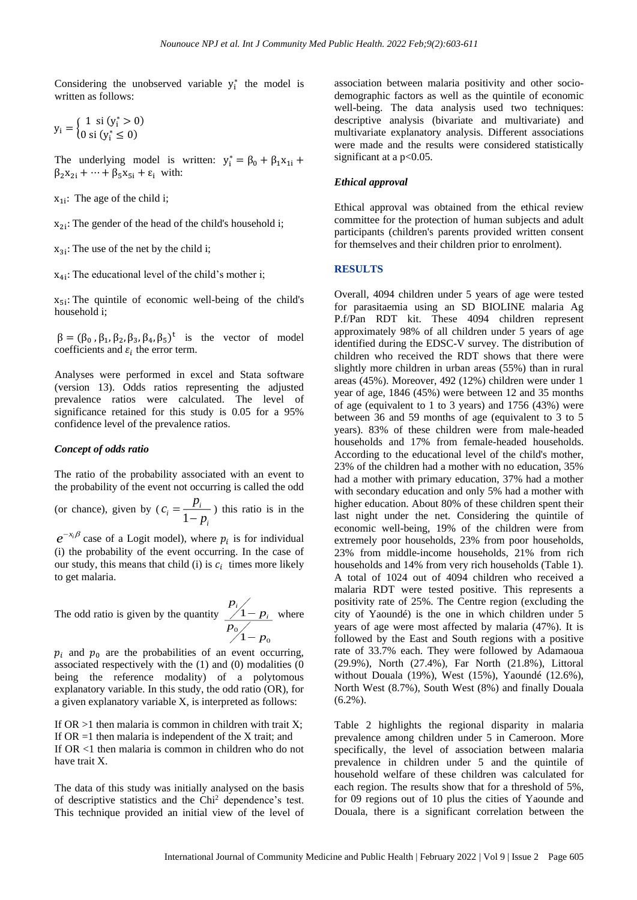Considering the unobserved variable $y_i^*$ the model is written as follows:

$$y_i = \begin{cases} 1 \text{ si } (y_i^* > 0) \\ 0 \text{ si } (y_i^* \leq 0) \end{cases}$$

The underlying model is written: $y_i^* = \beta_0 + \beta_1 x_{1i} + \beta_2 x_{2i} + \cdots + \beta_5 x_{5i} + \varepsilon_i$ with:

$x_{1i}$: The age of the child i;

$x_{2i}$: The gender of the head of the child's household i;

$x_{3i}$: The use of the net by the child i;

$x_{4i}$: The educational level of the child's mother i;

$x_{5i}$: The quintile of economic well-being of the child's household i;

$\beta = (\beta_0, \beta_1, \beta_2, \beta_3, \beta_4, \beta_5)^t$ is the vector of model coefficients and $\varepsilon_i$ the error term.

Analyses were performed in excel and Stata software (version 13). Odds ratios representing the adjusted prevalence ratios were calculated. The level of significance retained for this study is 0.05 for a 95% confidence level of the prevalence ratios.

### *Concept of odds ratio*

The ratio of the probability associated with an event to the probability of the event not occurring is called the odd (or chance), given by ($c_i = \frac{p_i}{1-p_i}$) this ratio is in the $e^{-x_i\beta}$ case of a Logit model), where $p_i$ is for individual (i) the probability of the event occurring. In the case of our study, this means that child (i) is $c_i$ times more likely to get malaria.

The odd ratio is given by the quantity $\frac{p_i / 1-p_i}{p_0 / 1-p_0}$ where $p_i$ and $p_0$ are the probabilities of an event occurring, associated respectively with the (1) and (0) modalities (0 being the reference modality) of a polytomous explanatory variable. In this study, the odd ratio (OR), for a given explanatory variable X, is interpreted as follows:

If OR >1 then malaria is common in children with trait X;
If OR =1 then malaria is independent of the X trait; and
If OR <1 then malaria is common in children who do not have trait X.

The data of this study was initially analysed on the basis of descriptive statistics and the Chi$^2$ dependence's test. This technique provided an initial view of the level of association between malaria positivity and other socio-demographic factors as well as the quintile of economic well-being. The data analysis used two techniques: descriptive analysis (bivariate and multivariate) and multivariate explanatory analysis. Different associations were made and the results were considered statistically significant at a $p<0.05$.

### *Ethical approval*

Ethical approval was obtained from the ethical review committee for the protection of human subjects and adult participants (children's parents provided written consent for themselves and their children prior to enrolment).

## RESULTS

Overall, 4094 children under 5 years of age were tested for parasitaemia using an SD BIOLINE malaria Ag P.f/Pan RDT kit. These 4094 children represent approximately 98% of all children under 5 years of age identified during the EDSC-V survey. The distribution of children who received the RDT shows that there were slightly more children in urban areas (55%) than in rural areas (45%). Moreover, 492 (12%) children were under 1 year of age, 1846 (45%) were between 12 and 35 months of age (equivalent to 1 to 3 years) and 1756 (43%) were between 36 and 59 months of age (equivalent to 3 to 5 years). 83% of these children were from male-headed households and 17% from female-headed households. According to the educational level of the child's mother, 23% of the children had a mother with no education, 35% had a mother with primary education, 37% had a mother with secondary education and only 5% had a mother with higher education. About 80% of these children spent their last night under the net. Considering the quintile of economic well-being, 19% of the children were from extremely poor households, 23% from poor households, 23% from middle-income households, 21% from rich households and 14% from very rich households (Table 1). A total of 1024 out of 4094 children who received a malaria RDT were tested positive. This represents a positivity rate of 25%. The Centre region (excluding the city of Yaoundé) is the one in which children under 5 years of age were most affected by malaria (47%). It is followed by the East and South regions with a positive rate of 33.7% each. They were followed by Adamaoua (29.9%), North (27.4%), Far North (21.8%), Littoral without Douala (19%), West (15%), Yaoundé (12.6%), North West (8.7%), South West (8%) and finally Douala (6.2%).

Table 2 highlights the regional disparity in malaria prevalence among children under 5 in Cameroon. More specifically, the level of association between malaria prevalence in children under 5 and the quintile of household welfare of these children was calculated for each region. The results show that for a threshold of 5%, for 09 regions out of 10 plus the cities of Yaounde and Douala, there is a significant correlation between the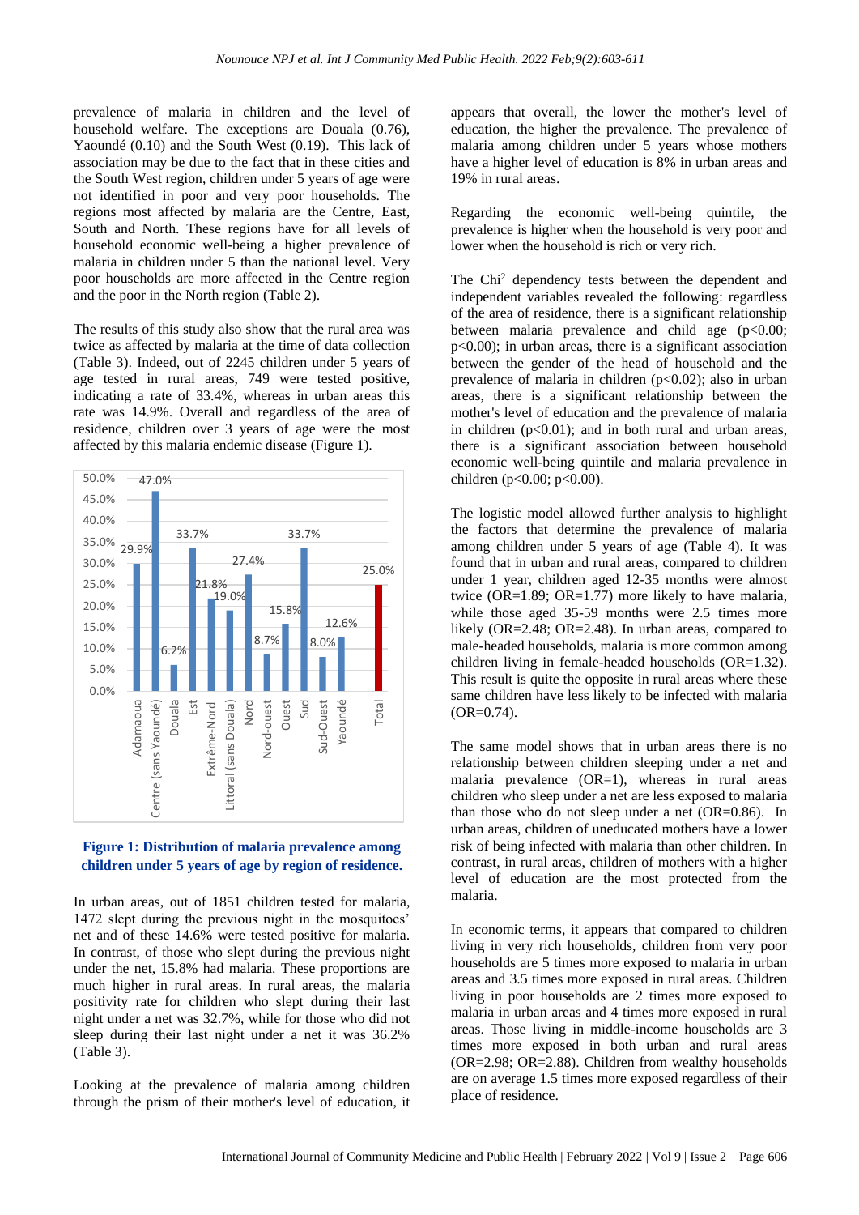prevalence of malaria in children and the level of household welfare. The exceptions are Douala (0.76), Yaoundé (0.10) and the South West (0.19). This lack of association may be due to the fact that in these cities and the South West region, children under 5 years of age were not identified in poor and very poor households. The regions most affected by malaria are the Centre, East, South and North. These regions have for all levels of household economic well-being a higher prevalence of malaria in children under 5 than the national level. Very poor households are more affected in the Centre region and the poor in the North region (Table 2).

The results of this study also show that the rural area was twice as affected by malaria at the time of data collection (Table 3). Indeed, out of 2245 children under 5 years of age tested in rural areas, 749 were tested positive, indicating a rate of 33.4%, whereas in urban areas this rate was 14.9%. Overall and regardless of the area of residence, children over 3 years of age were the most affected by this malaria endemic disease (Figure 1).

| Region | Prevalence |
|---|---|
| Adamaoua | 29.9% |
| Centre (sans Yaoundé) | 47.0% |
| Douala | 6.2% |
| Est | 33.7% |
| Extrême-Nord | 21.8% |
| Littoral (sans Douala) | 19.0% |
| Nord | 27.4% |
| Nord-ouest | 8.7% |
| Ouest | 15.8% |
| Sud | 33.7% |
| Sud-Ouest | 8.0% |
| Yaoundé | 12.6% |
| Total | 25.0% |

**Figure 1: Distribution of malaria prevalence among children under 5 years of age by region of residence.**

In urban areas, out of 1851 children tested for malaria, 1472 slept during the previous night in the mosquitoes' net and of these 14.6% were tested positive for malaria. In contrast, of those who slept during the previous night under the net, 15.8% had malaria. These proportions are much higher in rural areas. In rural areas, the malaria positivity rate for children who slept during their last night under a net was 32.7%, while for those who did not sleep during their last night under a net it was 36.2% (Table 3).

Looking at the prevalence of malaria among children through the prism of their mother's level of education, it appears that overall, the lower the mother's level of education, the higher the prevalence. The prevalence of malaria among children under 5 years whose mothers have a higher level of education is 8% in urban areas and 19% in rural areas.

Regarding the economic well-being quintile, the prevalence is higher when the household is very poor and lower when the household is rich or very rich.

The Chi[2] dependency tests between the dependent and independent variables revealed the following: regardless of the area of residence, there is a significant relationship between malaria prevalence and child age ($p<0.00$; $p<0.00$); in urban areas, there is a significant association between the gender of the head of household and the prevalence of malaria in children ($p<0.02$); also in urban areas, there is a significant relationship between the mother's level of education and the prevalence of malaria in children ($p<0.01$); and in both rural and urban areas, there is a significant association between household economic well-being quintile and malaria prevalence in children ($p<0.00$; $p<0.00$).

The logistic model allowed further analysis to highlight the factors that determine the prevalence of malaria among children under 5 years of age (Table 4). It was found that in urban and rural areas, compared to children under 1 year, children aged 12-35 months were almost twice (OR=1.89; OR=1.77) more likely to have malaria, while those aged 35-59 months were 2.5 times more likely (OR=2.48; OR=2.48). In urban areas, compared to male-headed households, malaria is more common among children living in female-headed households (OR=1.32). This result is quite the opposite in rural areas where these same children have less likely to be infected with malaria (OR=0.74).

The same model shows that in urban areas there is no relationship between children sleeping under a net and malaria prevalence (OR=1), whereas in rural areas children who sleep under a net are less exposed to malaria than those who do not sleep under a net (OR=0.86). In urban areas, children of uneducated mothers have a lower risk of being infected with malaria than other children. In contrast, in rural areas, children of mothers with a higher level of education are the most protected from the malaria.

In economic terms, it appears that compared to children living in very rich households, children from very poor households are 5 times more exposed to malaria in urban areas and 3.5 times more exposed in rural areas. Children living in poor households are 2 times more exposed to malaria in urban areas and 4 times more exposed in rural areas. Those living in middle-income households are 3 times more exposed in both urban and rural areas (OR=2.98; OR=2.88). Children from wealthy households are on average 1.5 times more exposed regardless of their place of residence.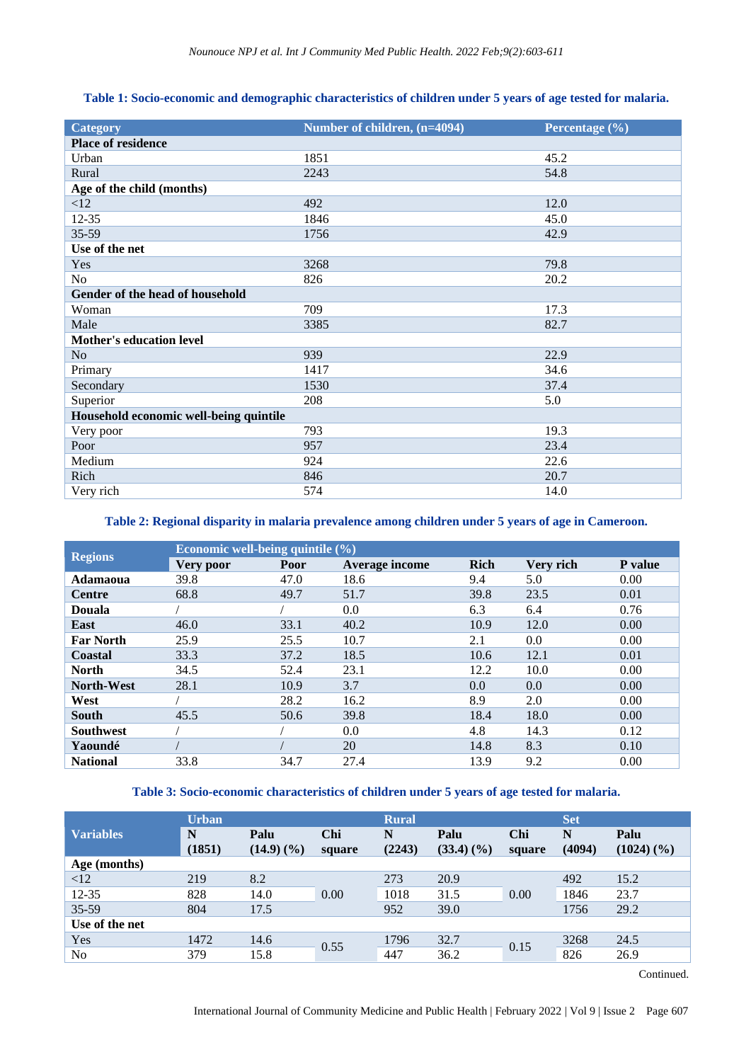**Table 1: Socio-economic and demographic characteristics of children under 5 years of age tested for malaria.**

| Category | Number of children, (n=4094) | Percentage (%) |
|---|---|---|
| **Place of residence** | | |
| Urban | 1851 | 45.2 |
| Rural | 2243 | 54.8 |
| **Age of the child (months)** | | |
| <12 | 492 | 12.0 |
| 12-35 | 1846 | 45.0 |
| 35-59 | 1756 | 42.9 |
| **Use of the net** | | |
| Yes | 3268 | 79.8 |
| No | 826 | 20.2 |
| **Gender of the head of household** | | |
| Woman | 709 | 17.3 |
| Male | 3385 | 82.7 |
| **Mother's education level** | | |
| No | 939 | 22.9 |
| Primary | 1417 | 34.6 |
| Secondary | 1530 | 37.4 |
| Superior | 208 | 5.0 |
| **Household economic well-being quintile** | | |
| Very poor | 793 | 19.3 |
| Poor | 957 | 23.4 |
| Medium | 924 | 22.6 |
| Rich | 846 | 20.7 |
| Very rich | 574 | 14.0 |

**Table 2: Regional disparity in malaria prevalence among children under 5 years of age in Cameroon.**

| Regions | Economic well-being quintile (%) | | | | | |
|---|---|---|---|---|---|---|
| | Very poor | Poor | Average income | Rich | Very rich | P value |
| **Adamaoua** | 39.8 | 47.0 | 18.6 | 9.4 | 5.0 | 0.00 |
| **Centre** | 68.8 | 49.7 | 51.7 | 39.8 | 23.5 | 0.01 |
| **Douala** | / | / | 0.0 | 6.3 | 6.4 | 0.76 |
| **East** | 46.0 | 33.1 | 40.2 | 10.9 | 12.0 | 0.00 |
| **Far North** | 25.9 | 25.5 | 10.7 | 2.1 | 0.0 | 0.00 |
| **Coastal** | 33.3 | 37.2 | 18.5 | 10.6 | 12.1 | 0.01 |
| **North** | 34.5 | 52.4 | 23.1 | 12.2 | 10.0 | 0.00 |
| **North-West** | 28.1 | 10.9 | 3.7 | 0.0 | 0.0 | 0.00 |
| **West** | / | 28.2 | 16.2 | 8.9 | 2.0 | 0.00 |
| **South** | 45.5 | 50.6 | 39.8 | 18.4 | 18.0 | 0.00 |
| **Southwest** | / | / | 0.0 | 4.8 | 14.3 | 0.12 |
| **Yaoundé** | / | / | 20 | 14.8 | 8.3 | 0.10 |
| **National** | 33.8 | 34.7 | 27.4 | 13.9 | 9.2 | 0.00 |

**Table 3: Socio-economic characteristics of children under 5 years of age tested for malaria.**

| Variables | Urban | | | Rural | | | Set | |
|---|---|---|---|---|---|---|---|---|
| | N (1851) | Palu (14.9) (%) | Chi square | N (2243) | Palu (33.4) (%) | Chi square | N (4094) | Palu (1024) (%) |
| **Age (months)** | | | | | | | | |
| <12 | 219 | 8.2 | 0.00 | 273 | 20.9 | 0.00 | 492 | 15.2 |
| 12-35 | 828 | 14.0 | | 1018 | 31.5 | | 1846 | 23.7 |
| 35-59 | 804 | 17.5 | | 952 | 39.0 | | 1756 | 29.2 |
| **Use of the net** | | | | | | | | |
| Yes | 1472 | 14.6 | 0.55 | 1796 | 32.7 | 0.15 | 3268 | 24.5 |
| No | 379 | 15.8 | | 447 | 36.2 | | 826 | 26.9 |

Continued.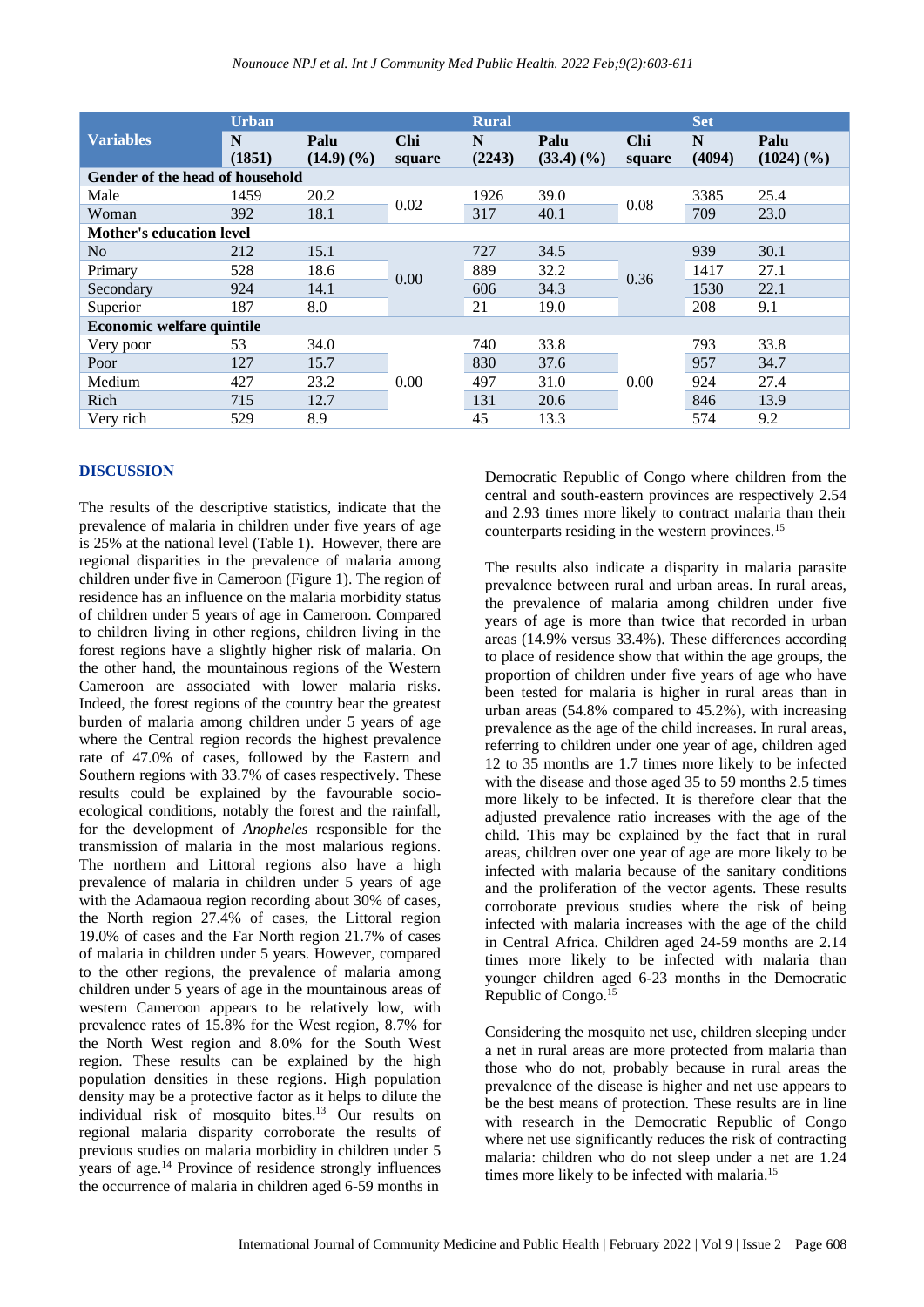| Variables | Urban | | | Rural | | | Set | |
|---|---|---|---|---|---|---|---|---|
| | N (1851) | Palu (14.9) (%) | Chi square | N (2243) | Palu (33.4) (%) | Chi square | N (4094) | Palu (1024) (%) |
| **Gender of the head of household** | | | | | | | | |
| Male | 1459 | 20.2 | 0.02 | 1926 | 39.0 | 0.08 | 3385 | 25.4 |
| Woman | 392 | 18.1 | | 317 | 40.1 | | 709 | 23.0 |
| **Mother's education level** | | | | | | | | |
| No | 212 | 15.1 | 0.00 | 727 | 34.5 | 0.36 | 939 | 30.1 |
| Primary | 528 | 18.6 | | 889 | 32.2 | | 1417 | 27.1 |
| Secondary | 924 | 14.1 | | 606 | 34.3 | | 1530 | 22.1 |
| Superior | 187 | 8.0 | | 21 | 19.0 | | 208 | 9.1 |
| **Economic welfare quintile** | | | | | | | | |
| Very poor | 53 | 34.0 | 0.00 | 740 | 33.8 | 0.00 | 793 | 33.8 |
| Poor | 127 | 15.7 | | 830 | 37.6 | | 957 | 34.7 |
| Medium | 427 | 23.2 | | 497 | 31.0 | | 924 | 27.4 |
| Rich | 715 | 12.7 | | 131 | 20.6 | | 846 | 13.9 |
| Very rich | 529 | 8.9 | | 45 | 13.3 | | 574 | 9.2 |

## DISCUSSION

The results of the descriptive statistics, indicate that the prevalence of malaria in children under five years of age is 25% at the national level (Table 1). However, there are regional disparities in the prevalence of malaria among children under five in Cameroon (Figure 1). The region of residence has an influence on the malaria morbidity status of children under 5 years of age in Cameroon. Compared to children living in other regions, children living in the forest regions have a slightly higher risk of malaria. On the other hand, the mountainous regions of the Western Cameroon are associated with lower malaria risks. Indeed, the forest regions of the country bear the greatest burden of malaria among children under 5 years of age where the Central region records the highest prevalence rate of 47.0% of cases, followed by the Eastern and Southern regions with 33.7% of cases respectively. These results could be explained by the favourable socio-ecological conditions, notably the forest and the rainfall, for the development of *Anopheles* responsible for the transmission of malaria in the most malarious regions. The northern and Littoral regions also have a high prevalence of malaria in children under 5 years of age with the Adamaoua region recording about 30% of cases, the North region 27.4% of cases, the Littoral region 19.0% of cases and the Far North region 21.7% of cases of malaria in children under 5 years. However, compared to the other regions, the prevalence of malaria among children under 5 years of age in the mountainous areas of western Cameroon appears to be relatively low, with prevalence rates of 15.8% for the West region, 8.7% for the North West region and 8.0% for the South West region. These results can be explained by the high population densities in these regions. High population density may be a protective factor as it helps to dilute the individual risk of mosquito bites.[13] Our results on regional malaria disparity corroborate the results of previous studies on malaria morbidity in children under 5 years of age.[14] Province of residence strongly influences the occurrence of malaria in children aged 6-59 months in Democratic Republic of Congo where children from the central and south-eastern provinces are respectively 2.54 and 2.93 times more likely to contract malaria than their counterparts residing in the western provinces.[15]

The results also indicate a disparity in malaria parasite prevalence between rural and urban areas. In rural areas, the prevalence of malaria among children under five years of age is more than twice that recorded in urban areas (14.9% versus 33.4%). These differences according to place of residence show that within the age groups, the proportion of children under five years of age who have been tested for malaria is higher in rural areas than in urban areas (54.8% compared to 45.2%), with increasing prevalence as the age of the child increases. In rural areas, referring to children under one year of age, children aged 12 to 35 months are 1.7 times more likely to be infected with the disease and those aged 35 to 59 months 2.5 times more likely to be infected. It is therefore clear that the adjusted prevalence ratio increases with the age of the child. This may be explained by the fact that in rural areas, children over one year of age are more likely to be infected with malaria because of the sanitary conditions and the proliferation of the vector agents. These results corroborate previous studies where the risk of being infected with malaria increases with the age of the child in Central Africa. Children aged 24-59 months are 2.14 times more likely to be infected with malaria than younger children aged 6-23 months in the Democratic Republic of Congo.[15]

Considering the mosquito net use, children sleeping under a net in rural areas are more protected from malaria than those who do not, probably because in rural areas the prevalence of the disease is higher and net use appears to be the best means of protection. These results are in line with research in the Democratic Republic of Congo where net use significantly reduces the risk of contracting malaria: children who do not sleep under a net are 1.24 times more likely to be infected with malaria.[15]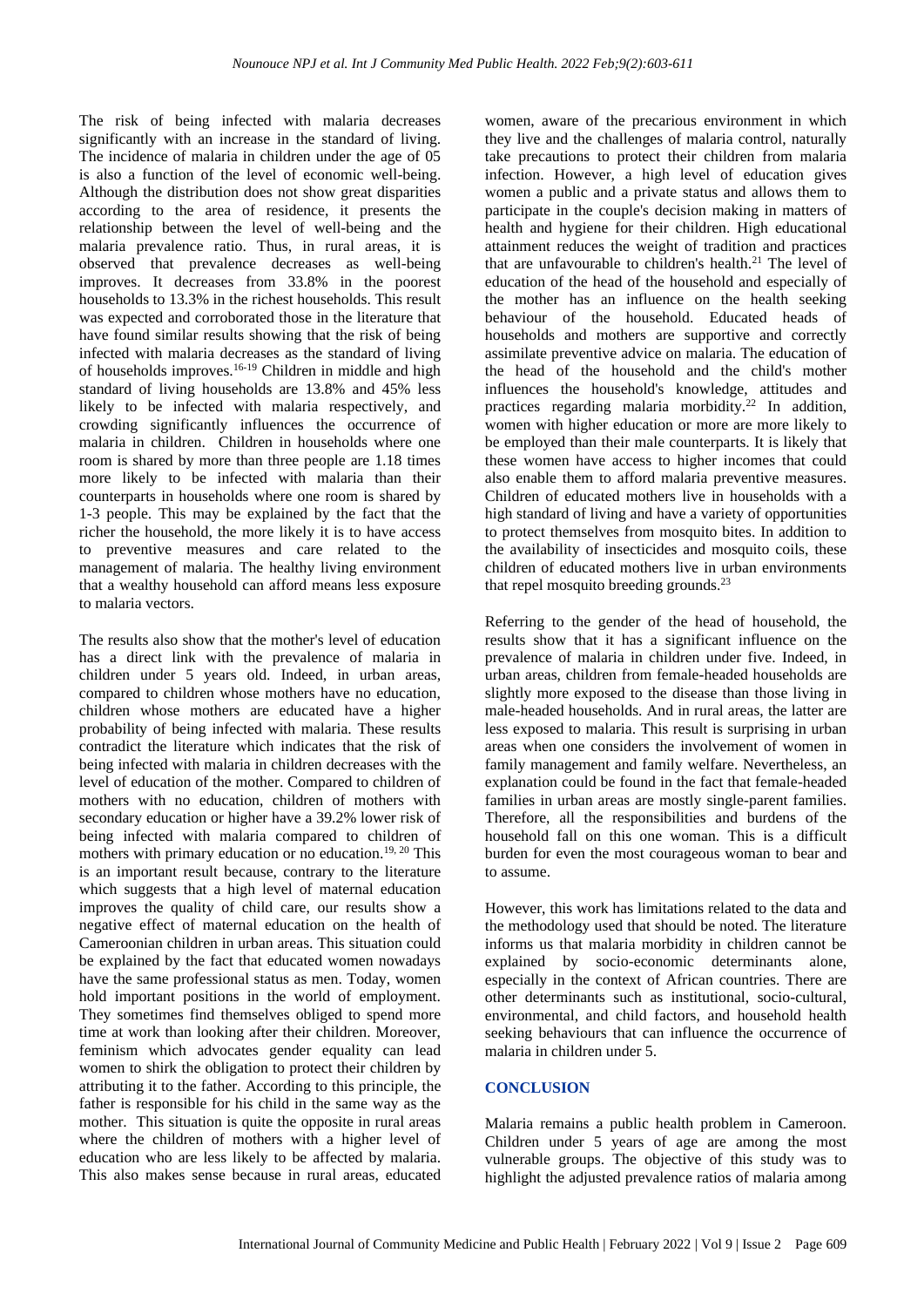The risk of being infected with malaria decreases significantly with an increase in the standard of living. The incidence of malaria in children under the age of 05 is also a function of the level of economic well-being. Although the distribution does not show great disparities according to the area of residence, it presents the relationship between the level of well-being and the malaria prevalence ratio. Thus, in rural areas, it is observed that prevalence decreases as well-being improves. It decreases from 33.8% in the poorest households to 13.3% in the richest households. This result was expected and corroborated those in the literature that have found similar results showing that the risk of being infected with malaria decreases as the standard of living of households improves.[16-19] Children in middle and high standard of living households are 13.8% and 45% less likely to be infected with malaria respectively, and crowding significantly influences the occurrence of malaria in children. Children in households where one room is shared by more than three people are 1.18 times more likely to be infected with malaria than their counterparts in households where one room is shared by 1-3 people. This may be explained by the fact that the richer the household, the more likely it is to have access to preventive measures and care related to the management of malaria. The healthy living environment that a wealthy household can afford means less exposure to malaria vectors.

The results also show that the mother's level of education has a direct link with the prevalence of malaria in children under 5 years old. Indeed, in urban areas, compared to children whose mothers have no education, children whose mothers are educated have a higher probability of being infected with malaria. These results contradict the literature which indicates that the risk of being infected with malaria in children decreases with the level of education of the mother. Compared to children of mothers with no education, children of mothers with secondary education or higher have a 39.2% lower risk of being infected with malaria compared to children of mothers with primary education or no education.[19, 20] This is an important result because, contrary to the literature which suggests that a high level of maternal education improves the quality of child care, our results show a negative effect of maternal education on the health of Cameroonian children in urban areas. This situation could be explained by the fact that educated women nowadays have the same professional status as men. Today, women hold important positions in the world of employment. They sometimes find themselves obliged to spend more time at work than looking after their children. Moreover, feminism which advocates gender equality can lead women to shirk the obligation to protect their children by attributing it to the father. According to this principle, the father is responsible for his child in the same way as the mother. This situation is quite the opposite in rural areas where the children of mothers with a higher level of education who are less likely to be affected by malaria. This also makes sense because in rural areas, educated women, aware of the precarious environment in which they live and the challenges of malaria control, naturally take precautions to protect their children from malaria infection. However, a high level of education gives women a public and a private status and allows them to participate in the couple's decision making in matters of health and hygiene for their children. High educational attainment reduces the weight of tradition and practices that are unfavourable to children's health.[21] The level of education of the head of the household and especially of the mother has an influence on the health seeking behaviour of the household. Educated heads of households and mothers are supportive and correctly assimilate preventive advice on malaria. The education of the head of the household and the child's mother influences the household's knowledge, attitudes and practices regarding malaria morbidity.[22] In addition, women with higher education or more are more likely to be employed than their male counterparts. It is likely that these women have access to higher incomes that could also enable them to afford malaria preventive measures. Children of educated mothers live in households with a high standard of living and have a variety of opportunities to protect themselves from mosquito bites. In addition to the availability of insecticides and mosquito coils, these children of educated mothers live in urban environments that repel mosquito breeding grounds.[23]

Referring to the gender of the head of household, the results show that it has a significant influence on the prevalence of malaria in children under five. Indeed, in urban areas, children from female-headed households are slightly more exposed to the disease than those living in male-headed households. And in rural areas, the latter are less exposed to malaria. This result is surprising in urban areas when one considers the involvement of women in family management and family welfare. Nevertheless, an explanation could be found in the fact that female-headed families in urban areas are mostly single-parent families. Therefore, all the responsibilities and burdens of the household fall on this one woman. This is a difficult burden for even the most courageous woman to bear and to assume.

However, this work has limitations related to the data and the methodology used that should be noted. The literature informs us that malaria morbidity in children cannot be explained by socio-economic determinants alone, especially in the context of African countries. There are other determinants such as institutional, socio-cultural, environmental, and child factors, and household health seeking behaviours that can influence the occurrence of malaria in children under 5.

## CONCLUSION

Malaria remains a public health problem in Cameroon. Children under 5 years of age are among the most vulnerable groups. The objective of this study was to highlight the adjusted prevalence ratios of malaria among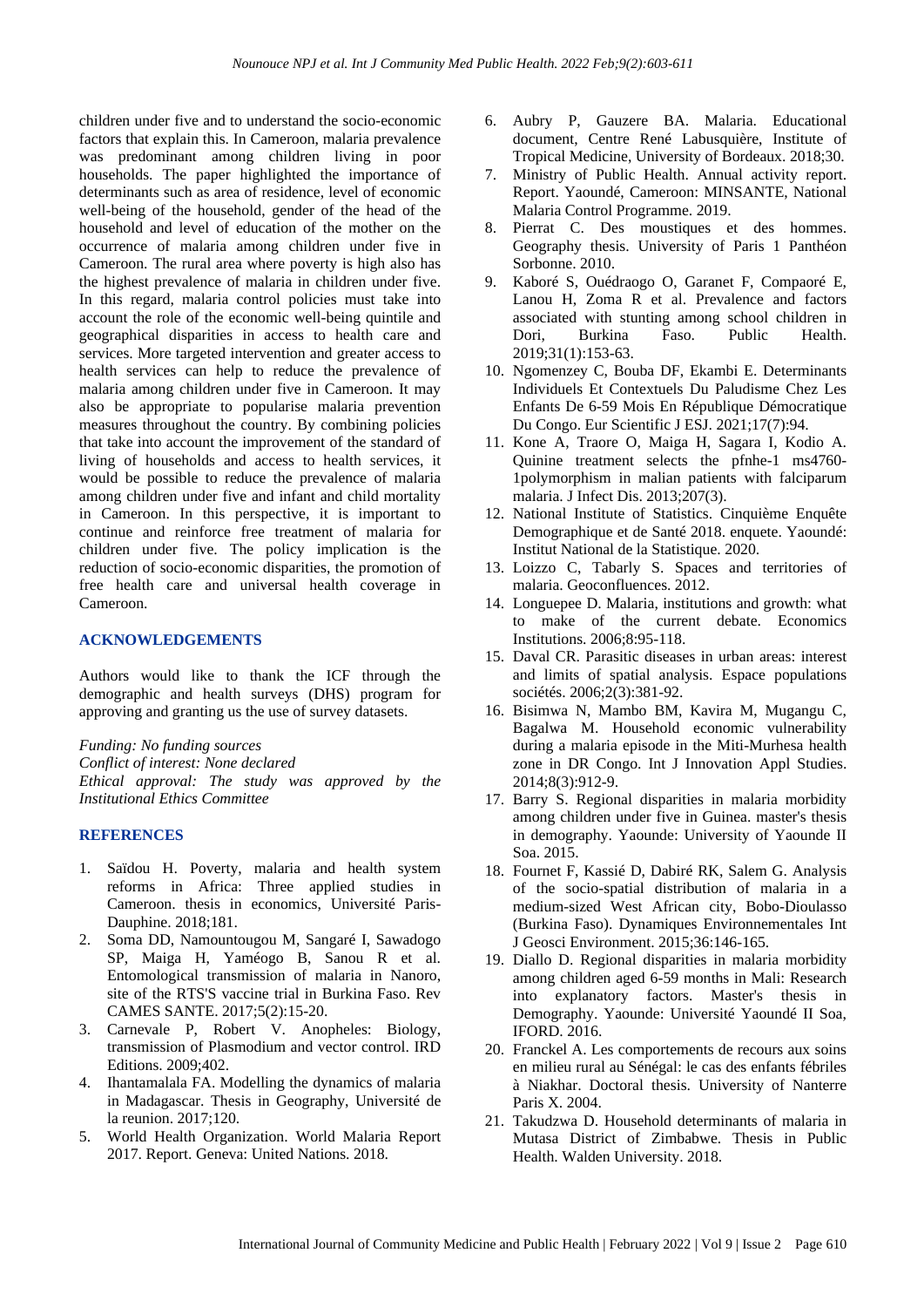children under five and to understand the socio-economic factors that explain this. In Cameroon, malaria prevalence was predominant among children living in poor households. The paper highlighted the importance of determinants such as area of residence, level of economic well-being of the household, gender of the head of the household and level of education of the mother on the occurrence of malaria among children under five in Cameroon. The rural area where poverty is high also has the highest prevalence of malaria in children under five. In this regard, malaria control policies must take into account the role of the economic well-being quintile and geographical disparities in access to health care and services. More targeted intervention and greater access to health services can help to reduce the prevalence of malaria among children under five in Cameroon. It may also be appropriate to popularise malaria prevention measures throughout the country. By combining policies that take into account the improvement of the standard of living of households and access to health services, it would be possible to reduce the prevalence of malaria among children under five and infant and child mortality in Cameroon. In this perspective, it is important to continue and reinforce free treatment of malaria for children under five. The policy implication is the reduction of socio-economic disparities, the promotion of free health care and universal health coverage in Cameroon.

## ACKNOWLEDGEMENTS

Authors would like to thank the ICF through the demographic and health surveys (DHS) program for approving and granting us the use of survey datasets.

*Funding: No funding sources*
*Conflict of interest: None declared*
*Ethical approval: The study was approved by the Institutional Ethics Committee*

## REFERENCES

1. Saïdou H. Poverty, malaria and health system reforms in Africa: Three applied studies in Cameroon. thesis in economics, Université Paris-Dauphine. 2018;181.
2. Soma DD, Namountougou M, Sangaré I, Sawadogo SP, Maiga H, Yaméogo B, Sanou R et al. Entomological transmission of malaria in Nanoro, site of the RTS'S vaccine trial in Burkina Faso. Rev CAMES SANTE. 2017;5(2):15-20.
3. Carnevale P, Robert V. Anopheles: Biology, transmission of Plasmodium and vector control. IRD Editions. 2009;402.
4. Ihantamalala FA. Modelling the dynamics of malaria in Madagascar. Thesis in Geography, Université de la reunion. 2017;120.
5. World Health Organization. World Malaria Report 2017. Report. Geneva: United Nations. 2018.
6. Aubry P, Gauzere BA. Malaria. Educational document, Centre René Labusquière, Institute of Tropical Medicine, University of Bordeaux. 2018;30.
7. Ministry of Public Health. Annual activity report. Report. Yaoundé, Cameroon: MINSANTE, National Malaria Control Programme. 2019.
8. Pierrat C. Des moustiques et des hommes. Geography thesis. University of Paris 1 Panthéon Sorbonne. 2010.
9. Kaboré S, Ouédraogo O, Garanet F, Compaoré E, Lanou H, Zoma R et al. Prevalence and factors associated with stunting among school children in Dori, Burkina Faso. Public Health. 2019;31(1):153-63.
10. Ngomenzey C, Bouba DF, Ekambi E. Determinants Individuels Et Contextuels Du Paludisme Chez Les Enfants De 6-59 Mois En République Démocratique Du Congo. Eur Scientific J ESJ. 2021;17(7):94.
11. Kone A, Traore O, Maiga H, Sagara I, Kodio A. Quinine treatment selects the pfnhe-1 ms4760-1polymorphism in malian patients with falciparum malaria. J Infect Dis. 2013;207(3).
12. National Institute of Statistics. Cinquième Enquête Demographique et de Santé 2018. enquete. Yaoundé: Institut National de la Statistique. 2020.
13. Loizzo C, Tabarly S. Spaces and territories of malaria. Geoconfluences. 2012.
14. Longuepee D. Malaria, institutions and growth: what to make of the current debate. Economics Institutions. 2006;8:95-118.
15. Daval CR. Parasitic diseases in urban areas: interest and limits of spatial analysis. Espace populations sociétés. 2006;2(3):381-92.
16. Bisimwa N, Mambo BM, Kavira M, Mugangu C, Bagalwa M. Household economic vulnerability during a malaria episode in the Miti-Murhesa health zone in DR Congo. Int J Innovation Appl Studies. 2014;8(3):912-9.
17. Barry S. Regional disparities in malaria morbidity among children under five in Guinea. master's thesis in demography. Yaounde: University of Yaounde II Soa. 2015.
18. Fournet F, Kassié D, Dabiré RK, Salem G. Analysis of the socio-spatial distribution of malaria in a medium-sized West African city, Bobo-Dioulasso (Burkina Faso). Dynamiques Environnementales Int J Geosci Environment. 2015;36:146-165.
19. Diallo D. Regional disparities in malaria morbidity among children aged 6-59 months in Mali: Research into explanatory factors. Master's thesis in Demography. Yaounde: Université Yaoundé II Soa, IFORD. 2016.
20. Franckel A. Les comportements de recours aux soins en milieu rural au Sénégal: le cas des enfants fébriles à Niakhar. Doctoral thesis. University of Nanterre Paris X. 2004.
21. Takudzwa D. Household determinants of malaria in Mutasa District of Zimbabwe. Thesis in Public Health. Walden University. 2018.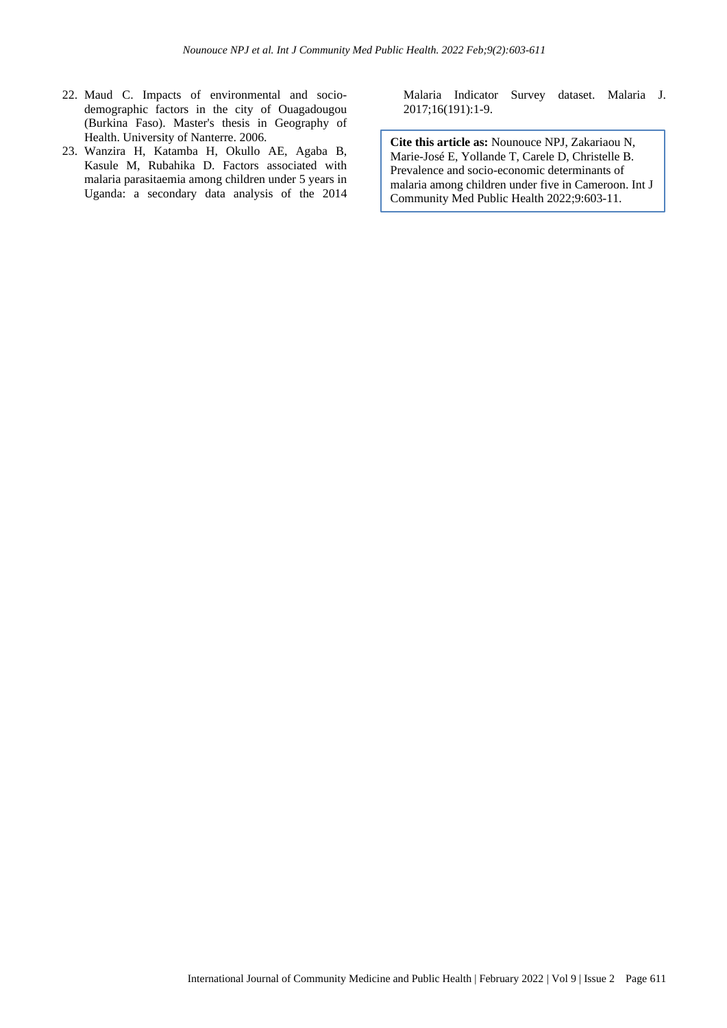22. Maud C. Impacts of environmental and socio-demographic factors in the city of Ouagadougou (Burkina Faso). Master's thesis in Geography of Health. University of Nanterre. 2006.
23. Wanzira H, Katamba H, Okullo AE, Agaba B, Kasule M, Rubahika D. Factors associated with malaria parasitaemia among children under 5 years in Uganda: a secondary data analysis of the 2014 Malaria Indicator Survey dataset. Malaria J. 2017;16(191):1-9.

**Cite this article as:** Nounouce NPJ, Zakariaou N, Marie-José E, Yollande T, Carele D, Christelle B. Prevalence and socio-economic determinants of malaria among children under five in Cameroon. Int J Community Med Public Health 2022;9:603-11.